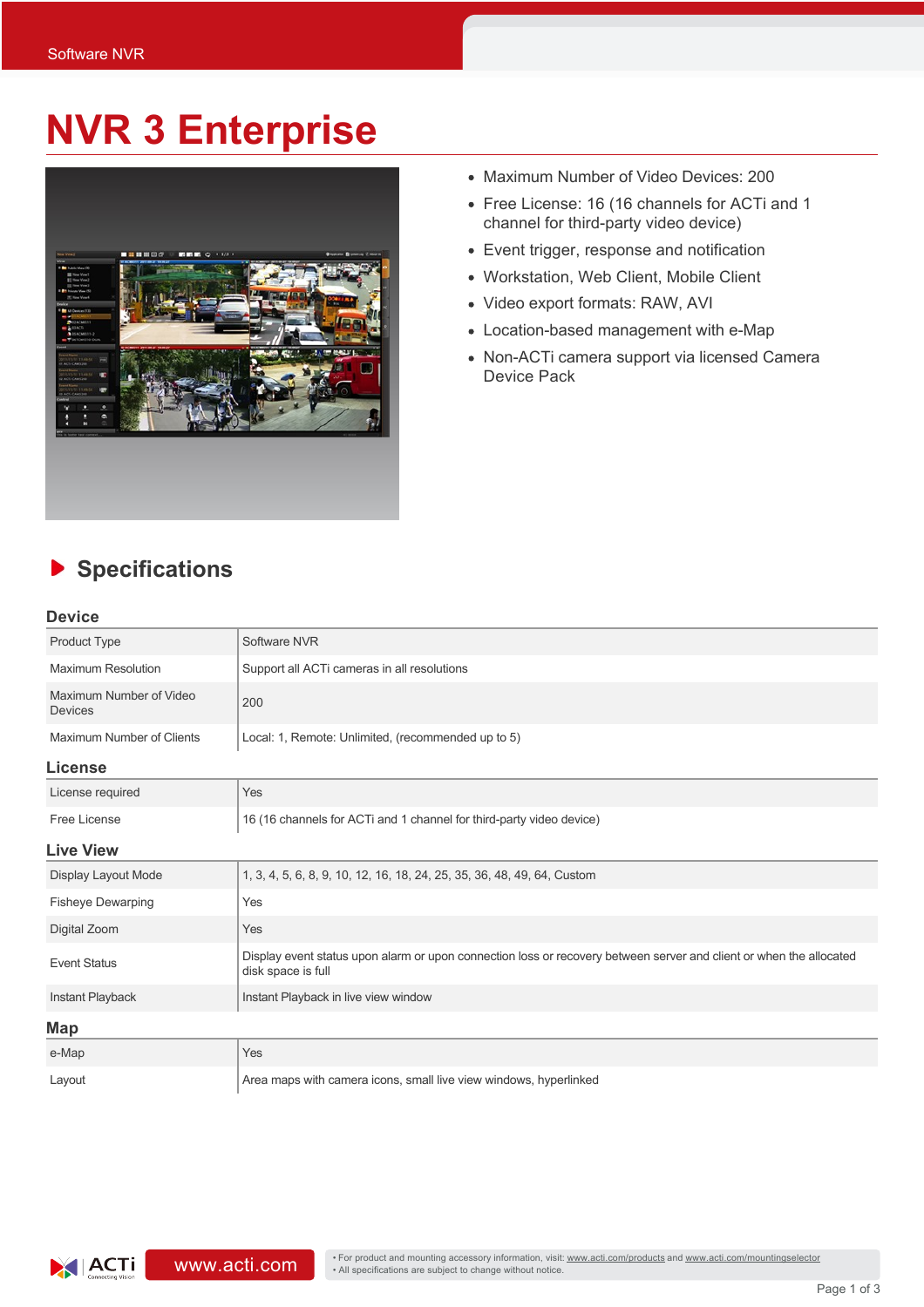Software NVR

# NVR 3 Enterprise

- Maximum Number of Video Devices: 200
- Free License: 16 (16 channels for ACTi and 1 channel for third-party video device)
- Event trigger, response and notification
- Workstation, Web Client, Mobile Client
- Video export formats: RAW, AVI
- Location-based management with e-Map
- Non-ACTi camera support via licensed Camera Device Pack

## Specifications

### Device

| | |
|---|---|
| Product Type | Software NVR |
| Maximum Resolution | Support all ACTi cameras in all resolutions |
| Maximum Number of Video Devices | 200 |
| Maximum Number of Clients | Local: 1, Remote: Unlimited, (recommended up to 5) |

### License

| | |
|---|---|
| License required | Yes |
| Free License | 16 (16 channels for ACTi and 1 channel for third-party video device) |

### Live View

| | |
|---|---|
| Display Layout Mode | 1, 3, 4, 5, 6, 8, 9, 10, 12, 16, 18, 24, 25, 35, 36, 48, 49, 64, Custom |
| Fisheye Dewarping | Yes |
| Digital Zoom | Yes |
| Event Status | Display event status upon alarm or upon connection loss or recovery between server and client or when the allocated disk space is full |
| Instant Playback | Instant Playback in live view window |

### Map

| | |
|---|---|
| e-Map | Yes |
| Layout | Area maps with camera icons, small live view windows, hyperlinked |

www.acti.com

- For product and mounting accessory information, visit: www.acti.com/products and www.acti.com/mountingselector
- All specifications are subject to change without notice.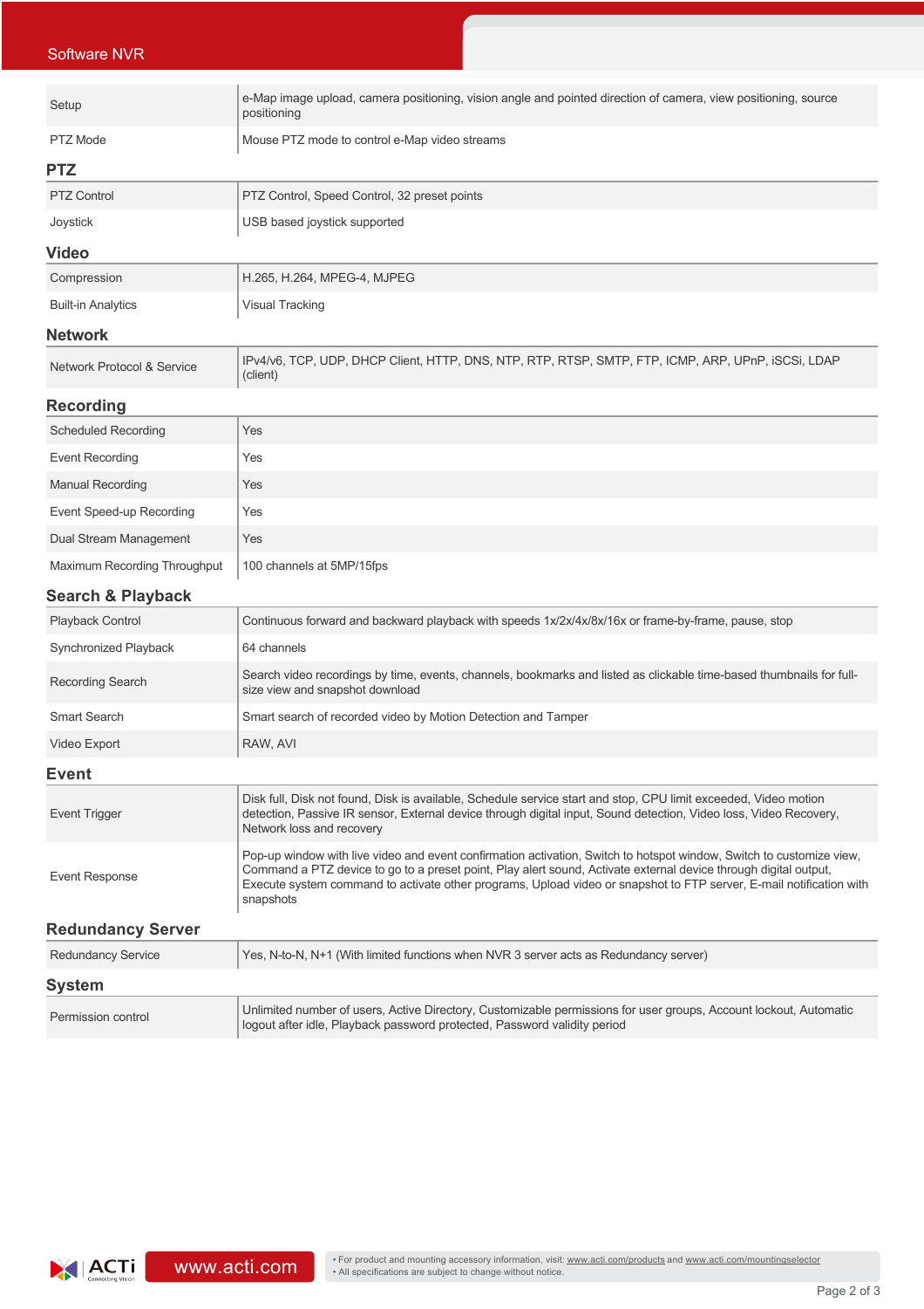| | |
|---|---|
| Setup | e-Map image upload, camera positioning, vision angle and pointed direction of camera, view positioning, source positioning |
| PTZ Mode | Mouse PTZ mode to control e-Map video streams |

## PTZ

| | |
|---|---|
| PTZ Control | PTZ Control, Speed Control, 32 preset points |
| Joystick | USB based joystick supported |

## Video

| | |
|---|---|
| Compression | H.265, H.264, MPEG-4, MJPEG |
| Built-in Analytics | Visual Tracking |

## Network

| | |
|---|---|
| Network Protocol & Service | IPv4/v6, TCP, UDP, DHCP Client, HTTP, DNS, NTP, RTP, RTSP, SMTP, FTP, ICMP, ARP, UPnP, iSCSi, LDAP (client) |

## Recording

| | |
|---|---|
| Scheduled Recording | Yes |
| Event Recording | Yes |
| Manual Recording | Yes |
| Event Speed-up Recording | Yes |
| Dual Stream Management | Yes |
| Maximum Recording Throughput | 100 channels at 5MP/15fps |

## Search & Playback

| | |
|---|---|
| Playback Control | Continuous forward and backward playback with speeds 1x/2x/4x/8x/16x or frame-by-frame, pause, stop |
| Synchronized Playback | 64 channels |
| Recording Search | Search video recordings by time, events, channels, bookmarks and listed as clickable time-based thumbnails for full-size view and snapshot download |
| Smart Search | Smart search of recorded video by Motion Detection and Tamper |
| Video Export | RAW, AVI |

## Event

| | |
|---|---|
| Event Trigger | Disk full, Disk not found, Disk is available, Schedule service start and stop, CPU limit exceeded, Video motion detection, Passive IR sensor, External device through digital input, Sound detection, Video loss, Video Recovery, Network loss and recovery |
| Event Response | Pop-up window with live video and event confirmation activation, Switch to hotspot window, Switch to customize view, Command a PTZ device to go to a preset point, Play alert sound, Activate external device through digital output, Execute system command to activate other programs, Upload video or snapshot to FTP server, E-mail notification with snapshots |

## Redundancy Server

| | |
|---|---|
| Redundancy Service | Yes, N-to-N, N+1 (With limited functions when NVR 3 server acts as Redundancy server) |

## System

| | |
|---|---|
| Permission control | Unlimited number of users, Active Directory, Customizable permissions for user groups, Account lockout, Automatic logout after idle, Playback password protected, Password validity period |

www.acti.com

• For product and mounting accessory information, visit: www.acti.com/products and www.acti.com/mountingselector
• All specifications are subject to change without notice.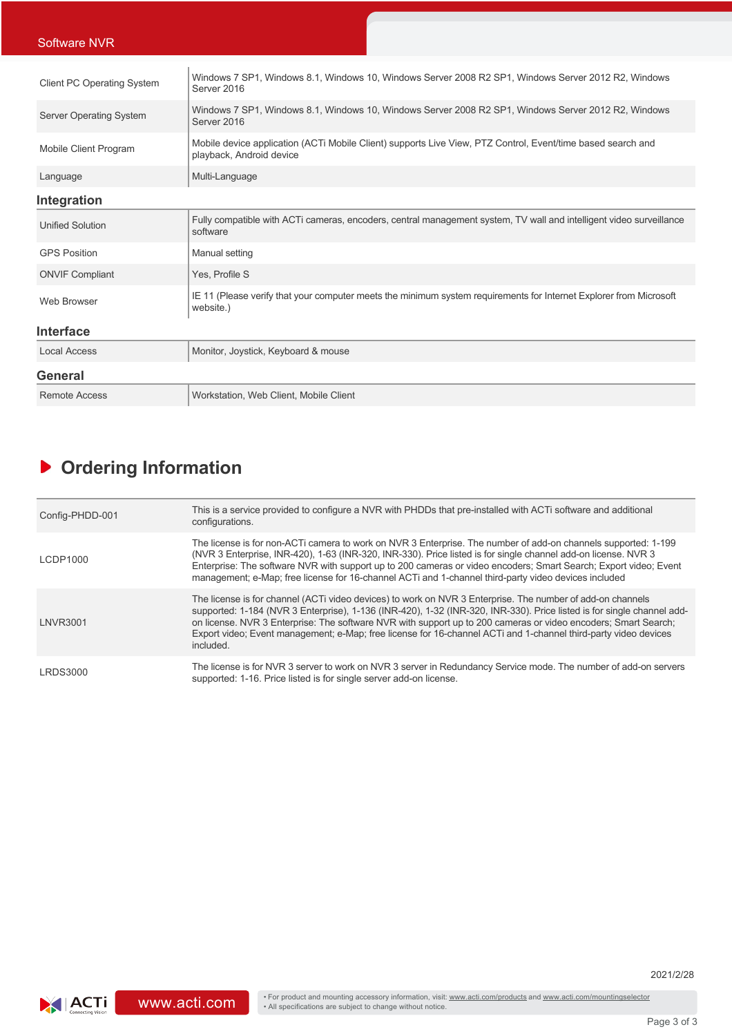| | |
|---|---|
| Client PC Operating System | Windows 7 SP1, Windows 8.1, Windows 10, Windows Server 2008 R2 SP1, Windows Server 2012 R2, Windows Server 2016 |
| Server Operating System | Windows 7 SP1, Windows 8.1, Windows 10, Windows Server 2008 R2 SP1, Windows Server 2012 R2, Windows Server 2016 |
| Mobile Client Program | Mobile device application (ACTi Mobile Client) supports Live View, PTZ Control, Event/time based search and playback, Android device |
| Language | Multi-Language |

### Integration

| | |
|---|---|
| Unified Solution | Fully compatible with ACTi cameras, encoders, central management system, TV wall and intelligent video surveillance software |
| GPS Position | Manual setting |
| ONVIF Compliant | Yes, Profile S |
| Web Browser | IE 11 (Please verify that your computer meets the minimum system requirements for Internet Explorer from Microsoft website.) |

### Interface

| | |
|---|---|
| Local Access | Monitor, Joystick, Keyboard & mouse |

### General

| | |
|---|---|
| Remote Access | Workstation, Web Client, Mobile Client |

## Ordering Information

| | |
|---|---|
| Config-PHDD-001 | This is a service provided to configure a NVR with PHDDs that pre-installed with ACTi software and additional configurations. |
| LCDP1000 | The license is for non-ACTi camera to work on NVR 3 Enterprise. The number of add-on channels supported: 1-199 (NVR 3 Enterprise, INR-420), 1-63 (INR-320, INR-330). Price listed is for single channel add-on license. NVR 3 Enterprise: The software NVR with support up to 200 cameras or video encoders; Smart Search; Export video; Event management; e-Map; free license for 16-channel ACTi and 1-channel third-party video devices included |
| LNVR3001 | The license is for channel (ACTi video devices) to work on NVR 3 Enterprise. The number of add-on channels supported: 1-184 (NVR 3 Enterprise), 1-136 (INR-420), 1-32 (INR-320, INR-330). Price listed is for single channel add-on license. NVR 3 Enterprise: The software NVR with support up to 200 cameras or video encoders; Smart Search; Export video; Event management; e-Map; free license for 16-channel ACTi and 1-channel third-party video devices included. |
| LRDS3000 | The license is for NVR 3 server to work on NVR 3 server in Redundancy Service mode. The number of add-on servers supported: 1-16. Price listed is for single server add-on license. |

2021/2/28

www.acti.com

- For product and mounting accessory information, visit: www.acti.com/products and www.acti.com/mountingselector
- All specifications are subject to change without notice.